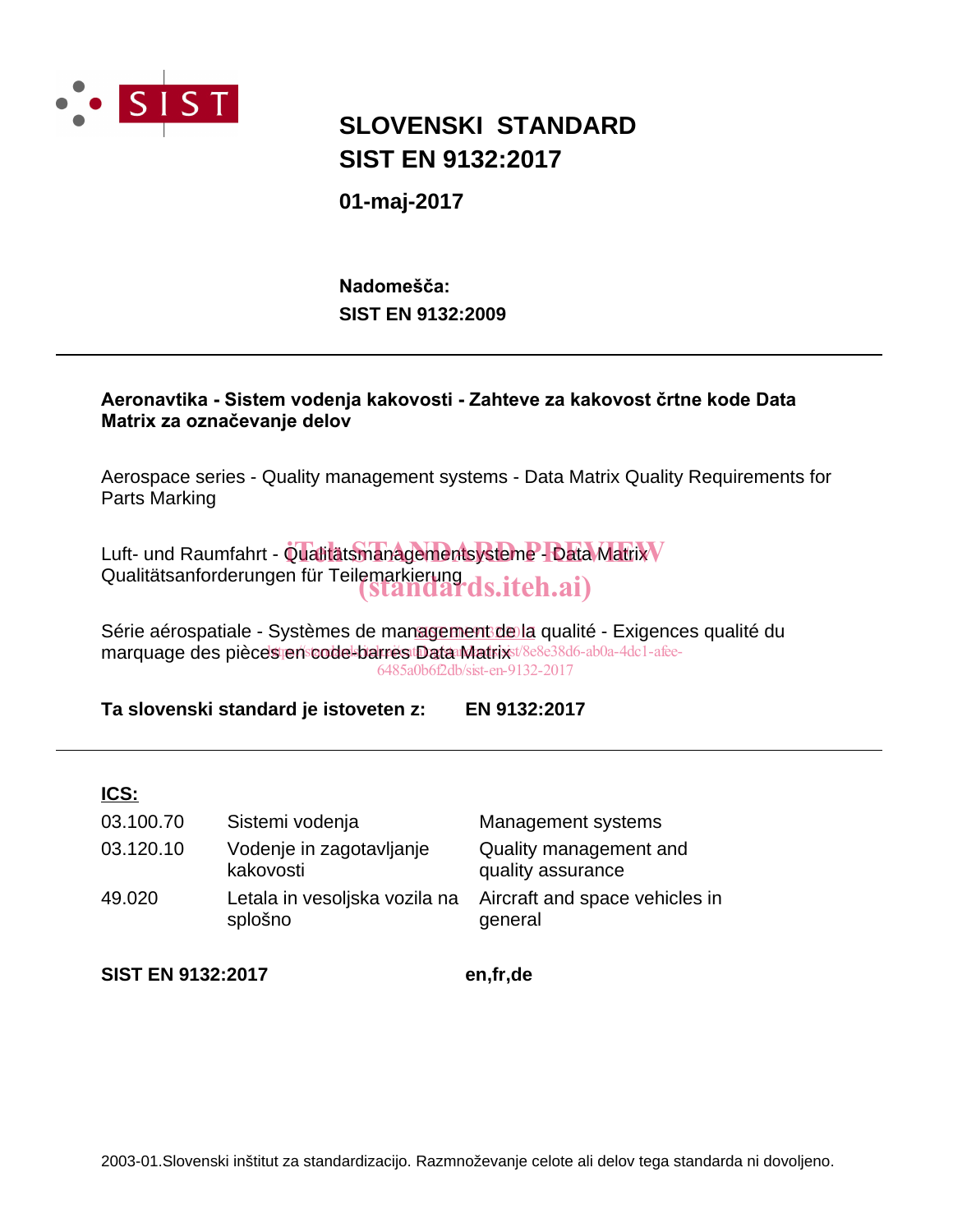# SLOVENSKI STANDARD
# SIST EN 9132:2017

**01-maj-2017**

**Nadomešča:**
**SIST EN 9132:2009**

---

**Aeronavtika - Sistem vodenja kakovosti - Zahteve za kakovost črtne kode Data Matrix za označevanje delov**

Aerospace series - Quality management systems - Data Matrix Quality Requirements for Parts Marking

Luft- und Raumfahrt - Qualitätsmanagementsysteme - Data Matrix Qualitätsanforderungen für Teilemarkierung

Série aérospatiale - Systèmes de management de la qualité - Exigences qualité du marquage des pièces en code-barres Data Matrix

**Ta slovenski standard je istoveten z:** **EN 9132:2017**

---

**ICS:**

| | | |
|---|---|---|
| 03.100.70 | Sistemi vodenja | Management systems |
| 03.120.10 | Vodenje in zagotavljanje kakovosti | Quality management and quality assurance |
| 49.020 | Letala in vesoljska vozila na splošno | Aircraft and space vehicles in general |

**SIST EN 9132:2017** **en,fr,de**

2003-01.Slovenski inštitut za standardizacijo. Razmnoževanje celote ali delov tega standarda ni dovoljeno.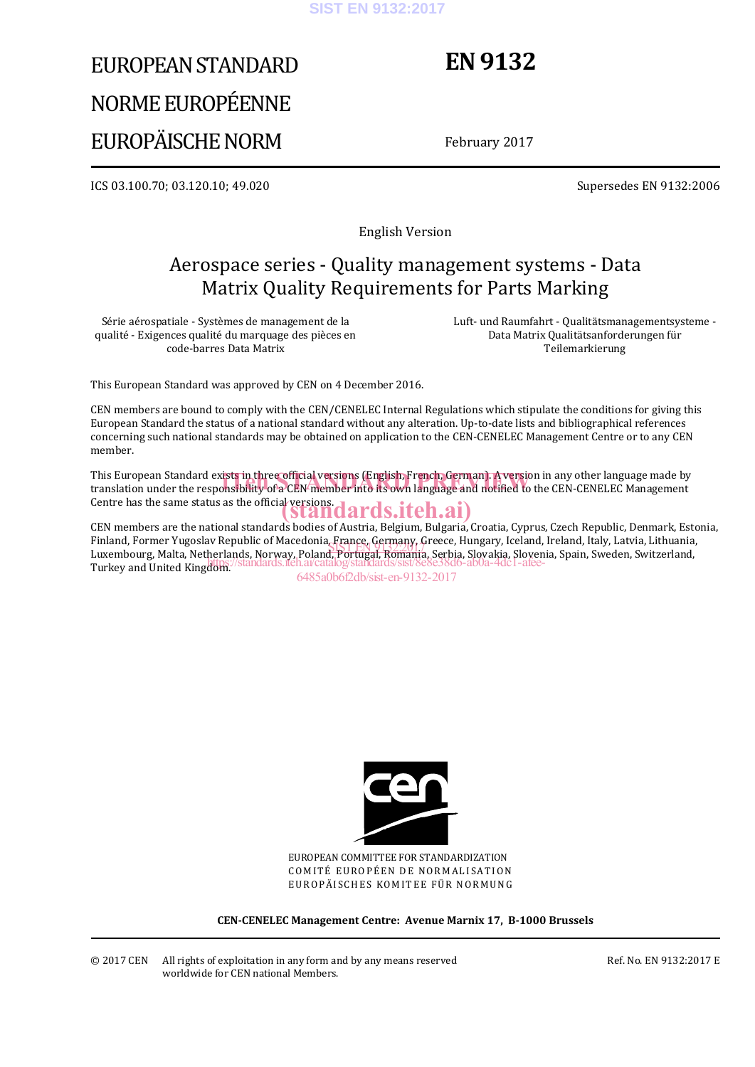# EUROPEAN STANDARD

# NORME EUROPÉENNE

# EUROPÄISCHE NORM

# EN 9132

February 2017

ICS 03.100.70; 03.120.10; 49.020

Supersedes EN 9132:2006

English Version

## Aerospace series - Quality management systems - Data Matrix Quality Requirements for Parts Marking

Série aérospatiale - Systèmes de management de la qualité - Exigences qualité du marquage des pièces en code-barres Data Matrix

Luft- und Raumfahrt - Qualitätsmanagementsysteme - Data Matrix Qualitätsanforderungen für Teilemarkierung

This European Standard was approved by CEN on 4 December 2016.

CEN members are bound to comply with the CEN/CENELEC Internal Regulations which stipulate the conditions for giving this European Standard the status of a national standard without any alteration. Up-to-date lists and bibliographical references concerning such national standards may be obtained on application to the CEN-CENELEC Management Centre or to any CEN member.

This European Standard exists in three official versions (English, French, German). A version in any other language made by translation under the responsibility of a CEN member into its own language and notified to the CEN-CENELEC Management Centre has the same status as the official versions.

CEN members are the national standards bodies of Austria, Belgium, Bulgaria, Croatia, Cyprus, Czech Republic, Denmark, Estonia, Finland, Former Yugoslav Republic of Macedonia, France, Germany, Greece, Hungary, Iceland, Ireland, Italy, Latvia, Lithuania, Luxembourg, Malta, Netherlands, Norway, Poland, Portugal, Romania, Serbia, Slovakia, Slovenia, Spain, Sweden, Switzerland, Turkey and United Kingdom.

EUROPEAN COMMITTEE FOR STANDARDIZATION
COMITÉ EUROPÉEN DE NORMALISATION
EUROPÄISCHES KOMITEE FÜR NORMUNG

**CEN-CENELEC Management Centre: Avenue Marnix 17, B-1000 Brussels**

© 2017 CEN All rights of exploitation in any form and by any means reserved worldwide for CEN national Members.

Ref. No. EN 9132:2017 E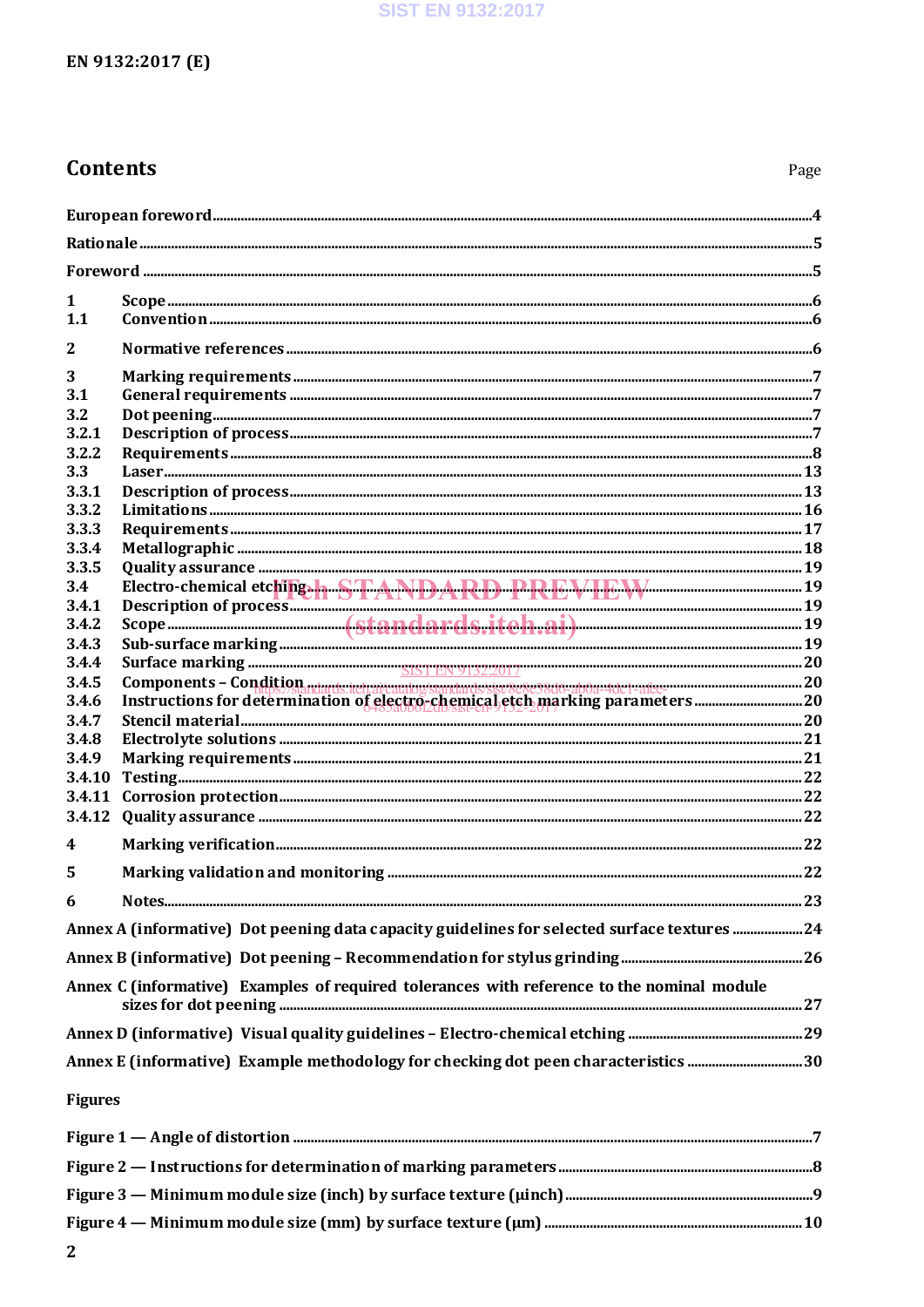## Contents

Page

European foreword ... 4

Rationale ... 5

Foreword ... 5

1 Scope ... 6
1.1 Convention ... 6

2 Normative references ... 6

3 Marking requirements ... 7
3.1 General requirements ... 7
3.2 Dot peening ... 7
3.2.1 Description of process ... 7
3.2.2 Requirements ... 8
3.3 Laser ... 13
3.3.1 Description of process ... 13
3.3.2 Limitations ... 16
3.3.3 Requirements ... 17
3.3.4 Metallographic ... 18
3.3.5 Quality assurance ... 19
3.4 Electro-chemical etching ... 19
3.4.1 Description of process ... 19
3.4.2 Scope ... 19
3.4.3 Sub-surface marking ... 19
3.4.4 Surface marking ... 20
3.4.5 Components – Condition ... 20
3.4.6 Instructions for determination of electro-chemical etch marking parameters ... 20
3.4.7 Stencil material ... 20
3.4.8 Electrolyte solutions ... 21
3.4.9 Marking requirements ... 21
3.4.10 Testing ... 22
3.4.11 Corrosion protection ... 22
3.4.12 Quality assurance ... 22

4 Marking verification ... 22

5 Marking validation and monitoring ... 22

6 Notes ... 23

Annex A (informative) Dot peening data capacity guidelines for selected surface textures ... 24

Annex B (informative) Dot peening – Recommendation for stylus grinding ... 26

Annex C (informative) Examples of required tolerances with reference to the nominal module sizes for dot peening ... 27

Annex D (informative) Visual quality guidelines – Electro-chemical etching ... 29

Annex E (informative) Example methodology for checking dot peen characteristics ... 30

**Figures**

Figure 1 — Angle of distortion ... 7

Figure 2 — Instructions for determination of marking parameters ... 8

Figure 3 — Minimum module size (inch) by surface texture (μinch) ... 9

Figure 4 — Minimum module size (mm) by surface texture (μm) ... 10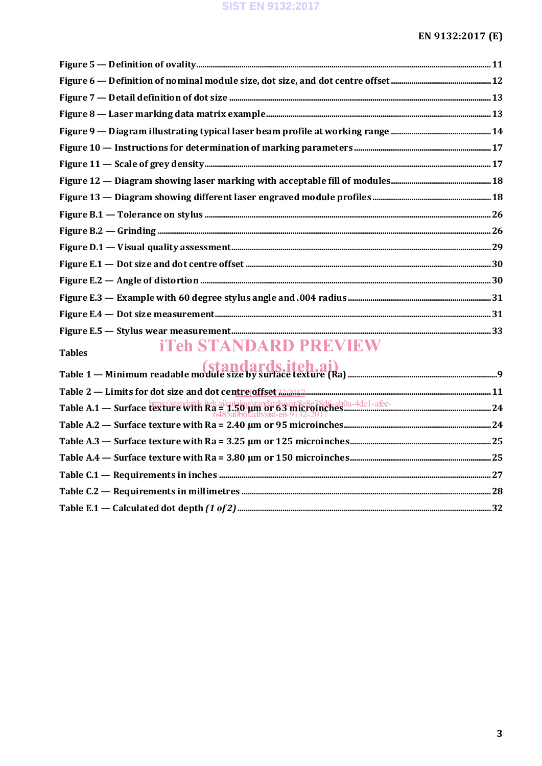Figure 5 — Definition of ovality ........................................................................ 11

Figure 6 — Definition of nominal module size, dot size, and dot centre offset ........................................................................ 12

Figure 7 — Detail definition of dot size ........................................................................ 13

Figure 8 — Laser marking data matrix example ........................................................................ 13

Figure 9 — Diagram illustrating typical laser beam profile at working range ........................................................................ 14

Figure 10 — Instructions for determination of marking parameters ........................................................................ 17

Figure 11 — Scale of grey density ........................................................................ 17

Figure 12 — Diagram showing laser marking with acceptable fill of modules ........................................................................ 18

Figure 13 — Diagram showing different laser engraved module profiles ........................................................................ 18

Figure B.1 — Tolerance on stylus ........................................................................ 26

Figure B.2 — Grinding ........................................................................ 26

Figure D.1 — Visual quality assessment ........................................................................ 29

Figure E.1 — Dot size and dot centre offset ........................................................................ 30

Figure E.2 — Angle of distortion ........................................................................ 30

Figure E.3 — Example with 60 degree stylus angle and .004 radius ........................................................................ 31

Figure E.4 — Dot size measurement ........................................................................ 31

Figure E.5 — Stylus wear measurement ........................................................................ 33

**Tables**

Table 1 — Minimum readable module size by surface texture (Ra) ........................................................................ 9

Table 2 — Limits for dot size and dot centre offset ........................................................................ 11

Table A.1 — Surface texture with Ra = 1.50 µm or 63 microinches ........................................................................ 24

Table A.2 — Surface texture with Ra = 2.40 µm or 95 microinches ........................................................................ 24

Table A.3 — Surface texture with Ra = 3.25 µm or 125 microinches ........................................................................ 25

Table A.4 — Surface texture with Ra = 3.80 µm or 150 microinches ........................................................................ 25

Table C.1 — Requirements in inches ........................................................................ 27

Table C.2 — Requirements in millimetres ........................................................................ 28

Table E.1 — Calculated dot depth *(1 of 2)* ........................................................................ 32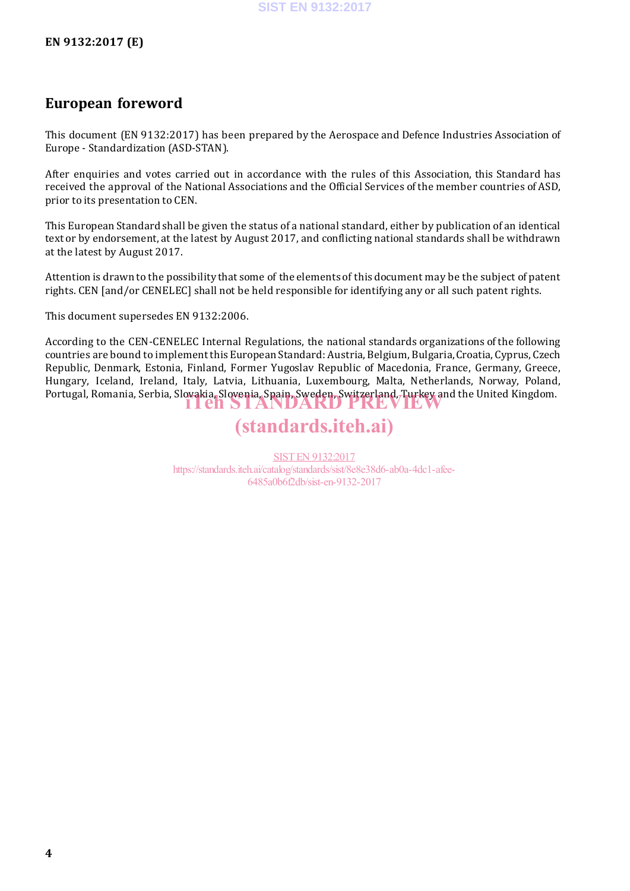## European foreword

This document (EN 9132:2017) has been prepared by the Aerospace and Defence Industries Association of Europe - Standardization (ASD-STAN).

After enquiries and votes carried out in accordance with the rules of this Association, this Standard has received the approval of the National Associations and the Official Services of the member countries of ASD, prior to its presentation to CEN.

This European Standard shall be given the status of a national standard, either by publication of an identical text or by endorsement, at the latest by August 2017, and conflicting national standards shall be withdrawn at the latest by August 2017.

Attention is drawn to the possibility that some of the elements of this document may be the subject of patent rights. CEN [and/or CENELEC] shall not be held responsible for identifying any or all such patent rights.

This document supersedes EN 9132:2006.

According to the CEN-CENELEC Internal Regulations, the national standards organizations of the following countries are bound to implement this European Standard: Austria, Belgium, Bulgaria, Croatia, Cyprus, Czech Republic, Denmark, Estonia, Finland, Former Yugoslav Republic of Macedonia, France, Germany, Greece, Hungary, Iceland, Ireland, Italy, Latvia, Lithuania, Luxembourg, Malta, Netherlands, Norway, Poland, Portugal, Romania, Serbia, Slovakia, Slovenia, Spain, Sweden, Switzerland, Turkey and the United Kingdom.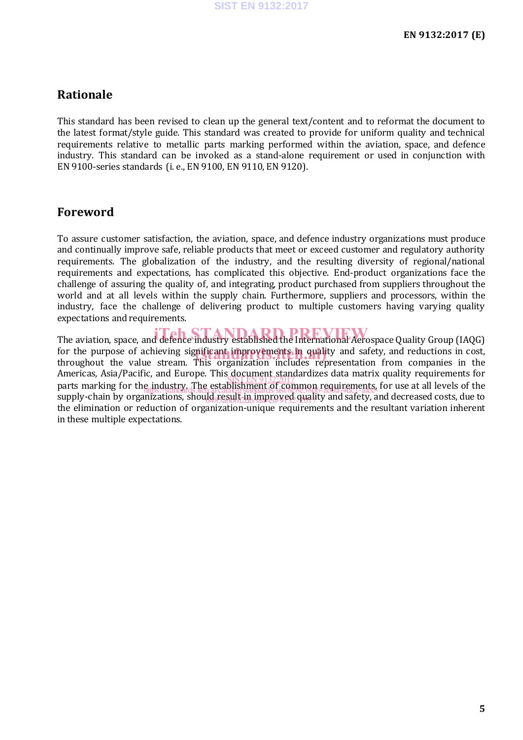## Rationale

This standard has been revised to clean up the general text/content and to reformat the document to the latest format/style guide. This standard was created to provide for uniform quality and technical requirements relative to metallic parts marking performed within the aviation, space, and defence industry. This standard can be invoked as a stand-alone requirement or used in conjunction with EN 9100-series standards (i. e., EN 9100, EN 9110, EN 9120).

## Foreword

To assure customer satisfaction, the aviation, space, and defence industry organizations must produce and continually improve safe, reliable products that meet or exceed customer and regulatory authority requirements. The globalization of the industry, and the resulting diversity of regional/national requirements and expectations, has complicated this objective. End-product organizations face the challenge of assuring the quality of, and integrating, product purchased from suppliers throughout the world and at all levels within the supply chain. Furthermore, suppliers and processors, within the industry, face the challenge of delivering product to multiple customers having varying quality expectations and requirements.

The aviation, space, and defence industry established the International Aerospace Quality Group (IAQG) for the purpose of achieving significant improvements in quality and safety, and reductions in cost, throughout the value stream. This organization includes representation from companies in the Americas, Asia/Pacific, and Europe. This document standardizes data matrix quality requirements for parts marking for the industry. The establishment of common requirements, for use at all levels of the supply-chain by organizations, should result in improved quality and safety, and decreased costs, due to the elimination or reduction of organization-unique requirements and the resultant variation inherent in these multiple expectations.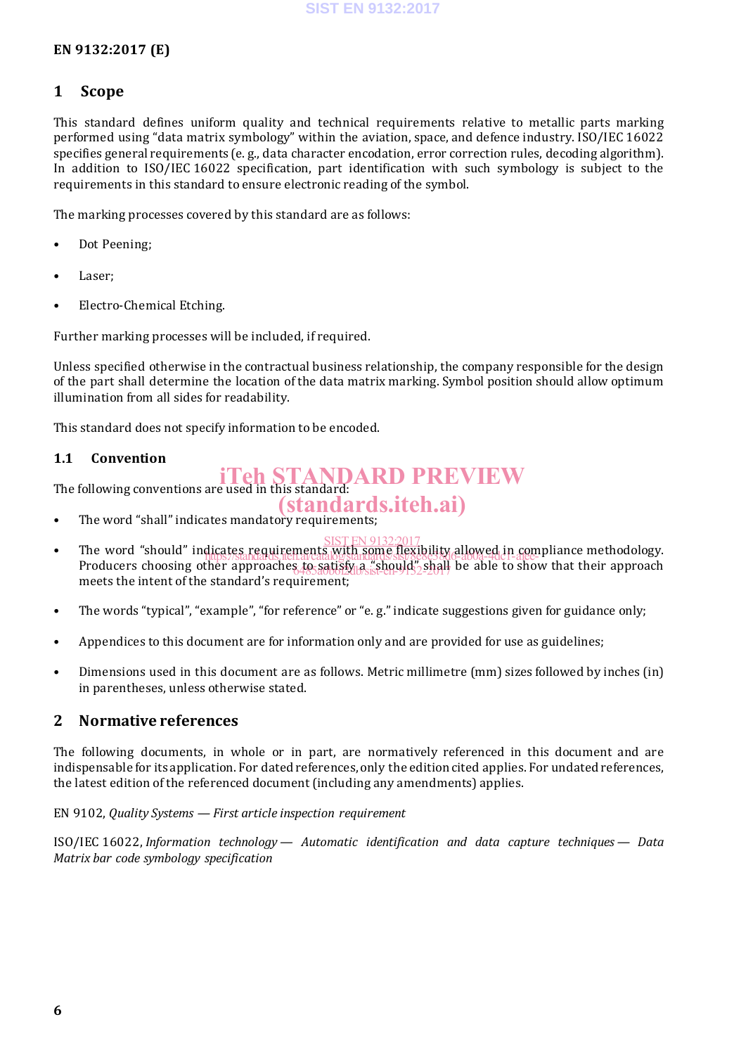# 1 Scope

This standard defines uniform quality and technical requirements relative to metallic parts marking performed using "data matrix symbology" within the aviation, space, and defence industry. ISO/IEC 16022 specifies general requirements (e. g., data character encodation, error correction rules, decoding algorithm). In addition to ISO/IEC 16022 specification, part identification with such symbology is subject to the requirements in this standard to ensure electronic reading of the symbol.

The marking processes covered by this standard are as follows:

- Dot Peening;
- Laser;
- Electro-Chemical Etching.

Further marking processes will be included, if required.

Unless specified otherwise in the contractual business relationship, the company responsible for the design of the part shall determine the location of the data matrix marking. Symbol position should allow optimum illumination from all sides for readability.

This standard does not specify information to be encoded.

## 1.1 Convention

The following conventions are used in this standard:

- The word "shall" indicates mandatory requirements;
- The word "should" indicates requirements with some flexibility allowed in compliance methodology. Producers choosing other approaches to satisfy a "should" shall be able to show that their approach meets the intent of the standard's requirement;
- The words "typical", "example", "for reference" or "e. g." indicate suggestions given for guidance only;
- Appendices to this document are for information only and are provided for use as guidelines;
- Dimensions used in this document are as follows. Metric millimetre (mm) sizes followed by inches (in) in parentheses, unless otherwise stated.

# 2 Normative references

The following documents, in whole or in part, are normatively referenced in this document and are indispensable for its application. For dated references, only the edition cited applies. For undated references, the latest edition of the referenced document (including any amendments) applies.

EN 9102, *Quality Systems — First article inspection requirement*

ISO/IEC 16022, *Information technology — Automatic identification and data capture techniques — Data Matrix bar code symbology specification*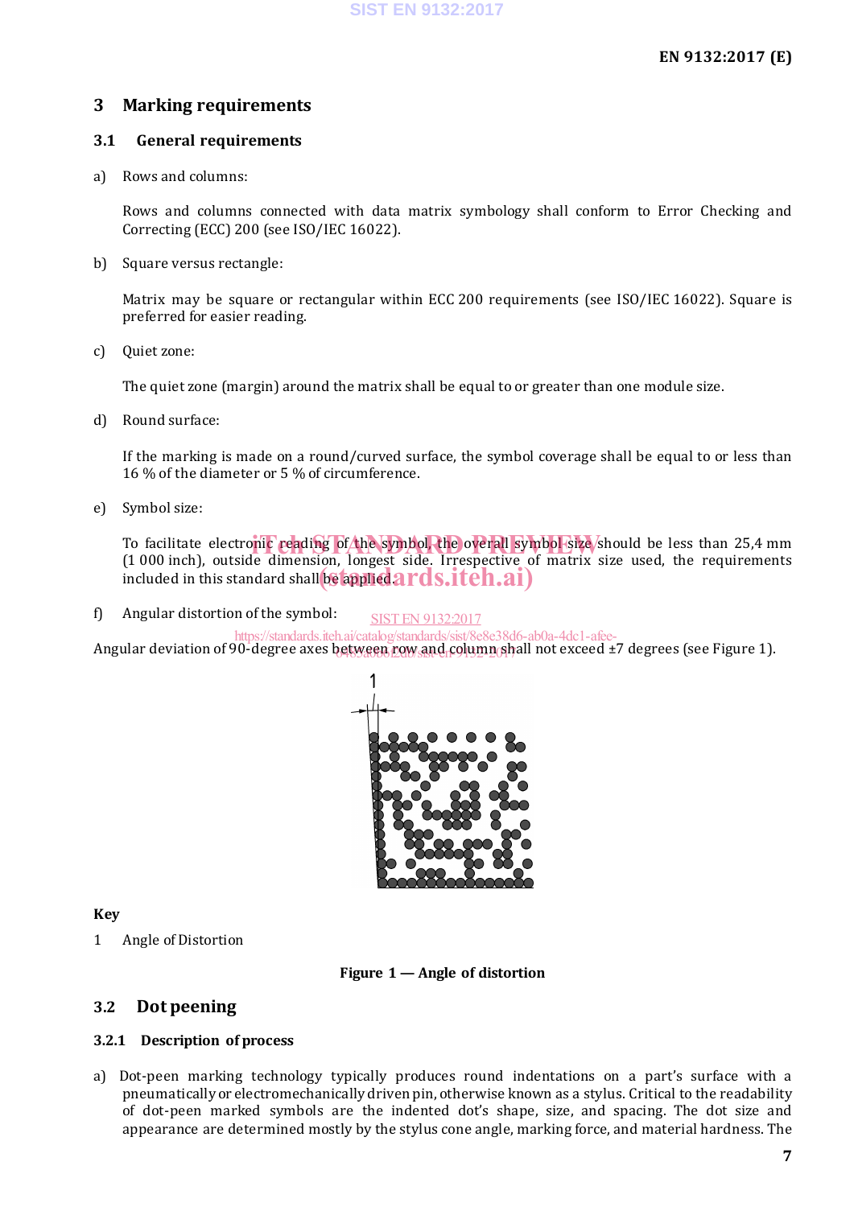## 3 Marking requirements

### 3.1 General requirements

a) Rows and columns:

Rows and columns connected with data matrix symbology shall conform to Error Checking and Correcting (ECC) 200 (see ISO/IEC 16022).

b) Square versus rectangle:

Matrix may be square or rectangular within ECC 200 requirements (see ISO/IEC 16022). Square is preferred for easier reading.

c) Quiet zone:

The quiet zone (margin) around the matrix shall be equal to or greater than one module size.

d) Round surface:

If the marking is made on a round/curved surface, the symbol coverage shall be equal to or less than 16 % of the diameter or 5 % of circumference.

e) Symbol size:

To facilitate electronic reading of the symbol, the overall symbol size should be less than 25,4 mm (1 000 inch), outside dimension, longest side. Irrespective of matrix size used, the requirements included in this standard shall be applied.

f) Angular distortion of the symbol:

Angular deviation of 90-degree axes between row and column shall not exceed ±7 degrees (see Figure 1).

**Key**

1 Angle of Distortion

**Figure 1 — Angle of distortion**

### 3.2 Dot peening

#### 3.2.1 Description of process

a) Dot-peen marking technology typically produces round indentations on a part's surface with a pneumatically or electromechanically driven pin, otherwise known as a stylus. Critical to the readability of dot-peen marked symbols are the indented dot's shape, size, and spacing. The dot size and appearance are determined mostly by the stylus cone angle, marking force, and material hardness. The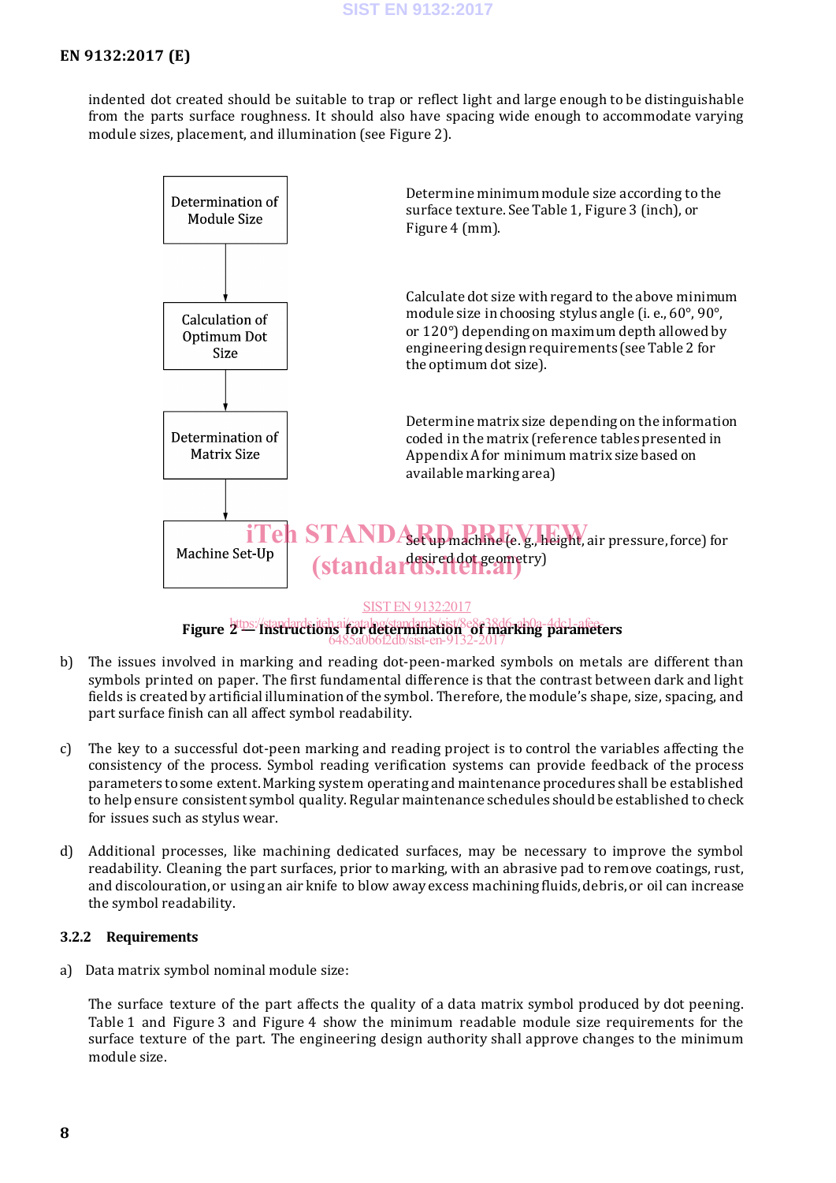indented dot created should be suitable to trap or reflect light and large enough to be distinguishable from the parts surface roughness. It should also have spacing wide enough to accommodate varying module sizes, placement, and illumination (see Figure 2).

| Step | Instruction |
|---|---|
| Determination of Module Size | Determine minimum module size according to the surface texture. See Table 1, Figure 3 (inch), or Figure 4 (mm). |
| Calculation of Optimum Dot Size | Calculate dot size with regard to the above minimum module size in choosing stylus angle (i. e., 60°, 90°, or 120°) depending on maximum depth allowed by engineering design requirements (see Table 2 for the optimum dot size). |
| Determination of Matrix Size | Determine matrix size depending on the information coded in the matrix (reference tables presented in Appendix A for minimum matrix size based on available marking area) |
| Machine Set-Up | Set up machine (e. g., height, air pressure, force) for desired dot geometry) |

**Figure 2 — Instructions for determination of marking parameters**

b) The issues involved in marking and reading dot-peen-marked symbols on metals are different than symbols printed on paper. The first fundamental difference is that the contrast between dark and light fields is created by artificial illumination of the symbol. Therefore, the module's shape, size, spacing, and part surface finish can all affect symbol readability.

c) The key to a successful dot-peen marking and reading project is to control the variables affecting the consistency of the process. Symbol reading verification systems can provide feedback of the process parameters to some extent. Marking system operating and maintenance procedures shall be established to help ensure consistent symbol quality. Regular maintenance schedules should be established to check for issues such as stylus wear.

d) Additional processes, like machining dedicated surfaces, may be necessary to improve the symbol readability. Cleaning the part surfaces, prior to marking, with an abrasive pad to remove coatings, rust, and discolouration, or using an air knife to blow away excess machining fluids, debris, or oil can increase the symbol readability.

### 3.2.2 Requirements

a) Data matrix symbol nominal module size:

The surface texture of the part affects the quality of a data matrix symbol produced by dot peening. Table 1 and Figure 3 and Figure 4 show the minimum readable module size requirements for the surface texture of the part. The engineering design authority shall approve changes to the minimum module size.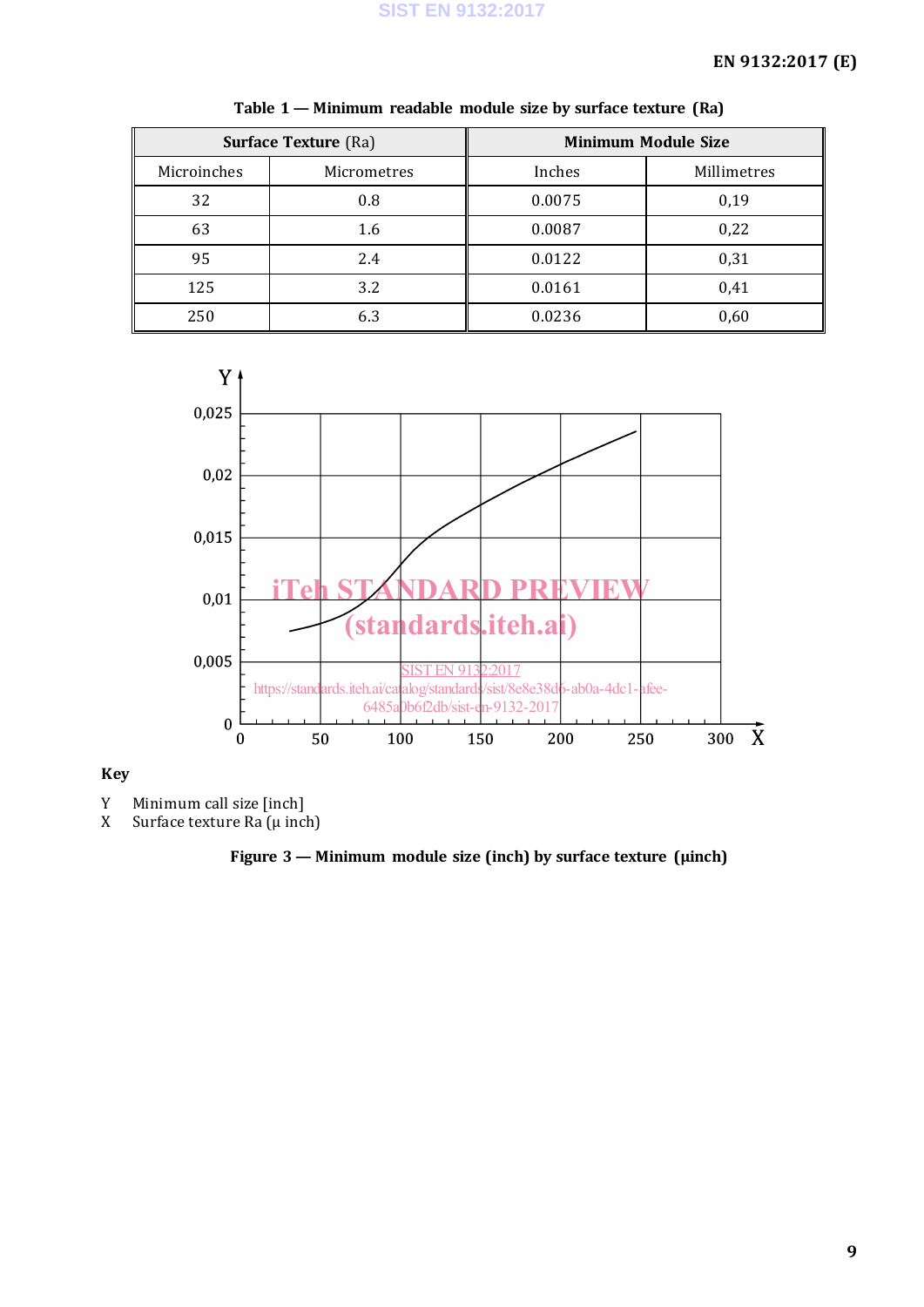**Table 1 — Minimum readable module size by surface texture (Ra)**

| Surface Texture (Ra) | | Minimum Module Size | |
|---|---|---|---|
| Microinches | Micrometres | Inches | Millimetres |
| 32 | 0.8 | 0.0075 | 0,19 |
| 63 | 1.6 | 0.0087 | 0,22 |
| 95 | 2.4 | 0.0122 | 0,31 |
| 125 | 3.2 | 0.0161 | 0,41 |
| 250 | 6.3 | 0.0236 | 0,60 |

**Key**

Y Minimum call size [inch]
X Surface texture Ra (μ inch)

**Figure 3 — Minimum module size (inch) by surface texture (μinch)**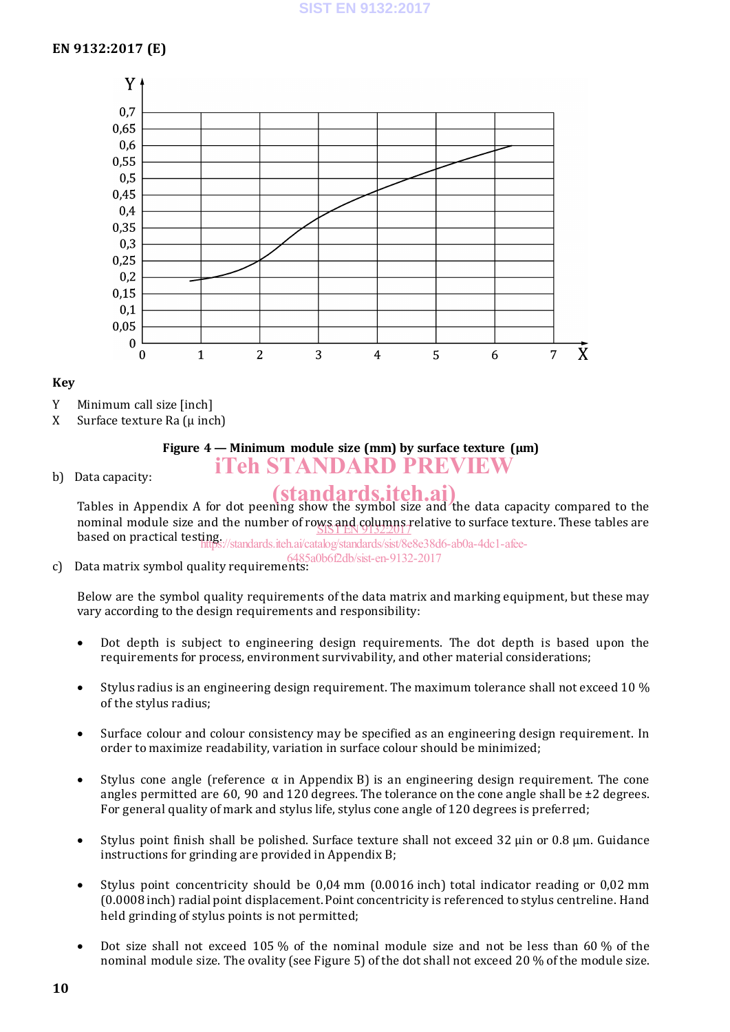Y

0,7
0,65
0,6
0,55
0,5
0,45
0,4
0,35
0,3
0,25
0,2
0,15
0,1
0,05
0

0 1 2 3 4 5 6 7 X

**Key**

Y Minimum call size [inch]

X Surface texture Ra (µ inch)

**Figure 4 — Minimum module size (mm) by surface texture (µm)**

b) Data capacity:

Tables in Appendix A for dot peening show the symbol size and the data capacity compared to the nominal module size and the number of rows and columns relative to surface texture. These tables are based on practical testing.

c) Data matrix symbol quality requirements:

Below are the symbol quality requirements of the data matrix and marking equipment, but these may vary according to the design requirements and responsibility:

- Dot depth is subject to engineering design requirements. The dot depth is based upon the requirements for process, environment survivability, and other material considerations;
- Stylus radius is an engineering design requirement. The maximum tolerance shall not exceed 10 % of the stylus radius;
- Surface colour and colour consistency may be specified as an engineering design requirement. In order to maximize readability, variation in surface colour should be minimized;
- Stylus cone angle (reference α in Appendix B) is an engineering design requirement. The cone angles permitted are 60, 90 and 120 degrees. The tolerance on the cone angle shall be ±2 degrees. For general quality of mark and stylus life, stylus cone angle of 120 degrees is preferred;
- Stylus point finish shall be polished. Surface texture shall not exceed 32 µin or 0.8 µm. Guidance instructions for grinding are provided in Appendix B;
- Stylus point concentricity should be 0,04 mm (0.0016 inch) total indicator reading or 0,02 mm (0.0008 inch) radial point displacement. Point concentricity is referenced to stylus centreline. Hand held grinding of stylus points is not permitted;
- Dot size shall not exceed 105 % of the nominal module size and not be less than 60 % of the nominal module size. The ovality (see Figure 5) of the dot shall not exceed 20 % of the module size.